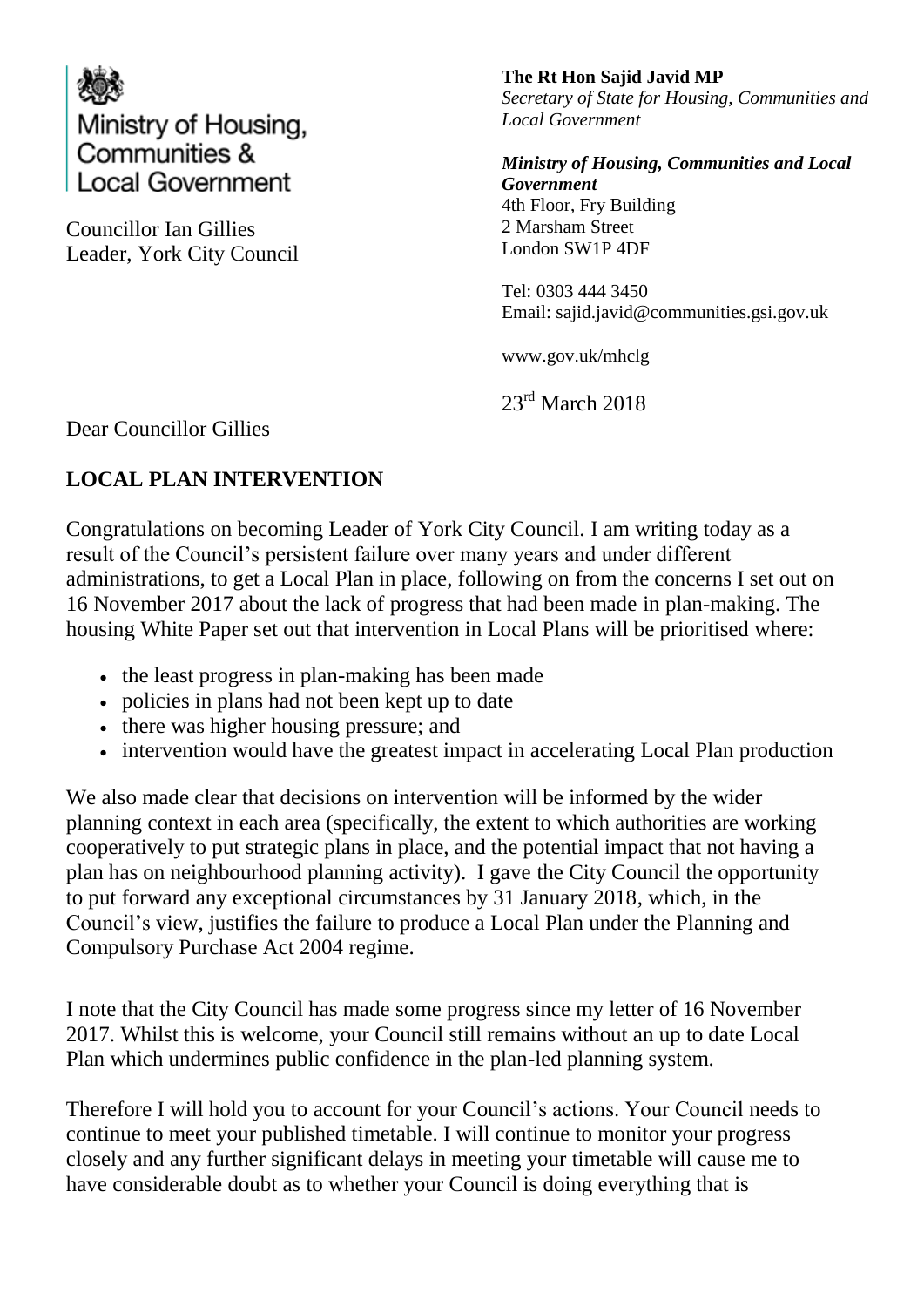Ministry of Housing, Communities & Local Government

Councillor Ian Gillies
Leader, York City Council

**The Rt Hon Sajid Javid MP**
*Secretary of State for Housing, Communities and Local Government*

***Ministry of Housing, Communities and Local Government***
4th Floor, Fry Building
2 Marsham Street
London SW1P 4DF

Tel: 0303 444 3450
Email: sajid.javid@communities.gsi.gov.uk

www.gov.uk/mhclg

23rd March 2018

Dear Councillor Gillies

## LOCAL PLAN INTERVENTION

Congratulations on becoming Leader of York City Council. I am writing today as a result of the Council's persistent failure over many years and under different administrations, to get a Local Plan in place, following on from the concerns I set out on 16 November 2017 about the lack of progress that had been made in plan-making. The housing White Paper set out that intervention in Local Plans will be prioritised where:

- the least progress in plan-making has been made
- policies in plans had not been kept up to date
- there was higher housing pressure; and
- intervention would have the greatest impact in accelerating Local Plan production

We also made clear that decisions on intervention will be informed by the wider planning context in each area (specifically, the extent to which authorities are working cooperatively to put strategic plans in place, and the potential impact that not having a plan has on neighbourhood planning activity). I gave the City Council the opportunity to put forward any exceptional circumstances by 31 January 2018, which, in the Council's view, justifies the failure to produce a Local Plan under the Planning and Compulsory Purchase Act 2004 regime.

I note that the City Council has made some progress since my letter of 16 November 2017. Whilst this is welcome, your Council still remains without an up to date Local Plan which undermines public confidence in the plan-led planning system.

Therefore I will hold you to account for your Council's actions. Your Council needs to continue to meet your published timetable. I will continue to monitor your progress closely and any further significant delays in meeting your timetable will cause me to have considerable doubt as to whether your Council is doing everything that is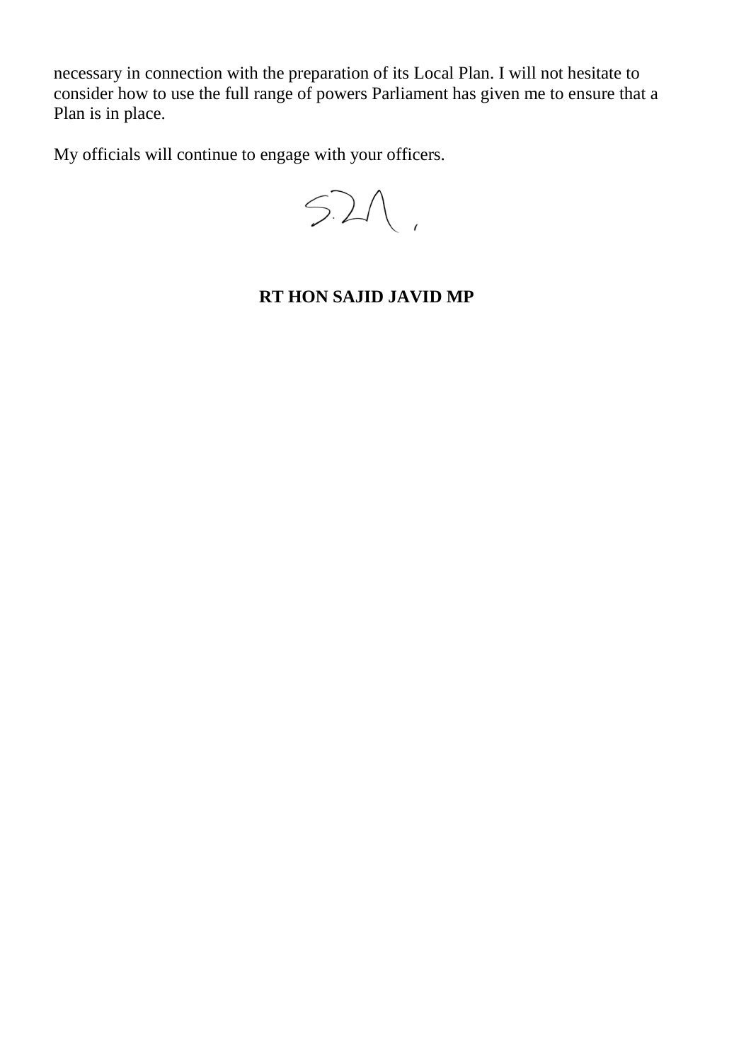necessary in connection with the preparation of its Local Plan. I will not hesitate to consider how to use the full range of powers Parliament has given me to ensure that a Plan is in place.

My officials will continue to engage with your officers.

**RT HON SAJID JAVID MP**